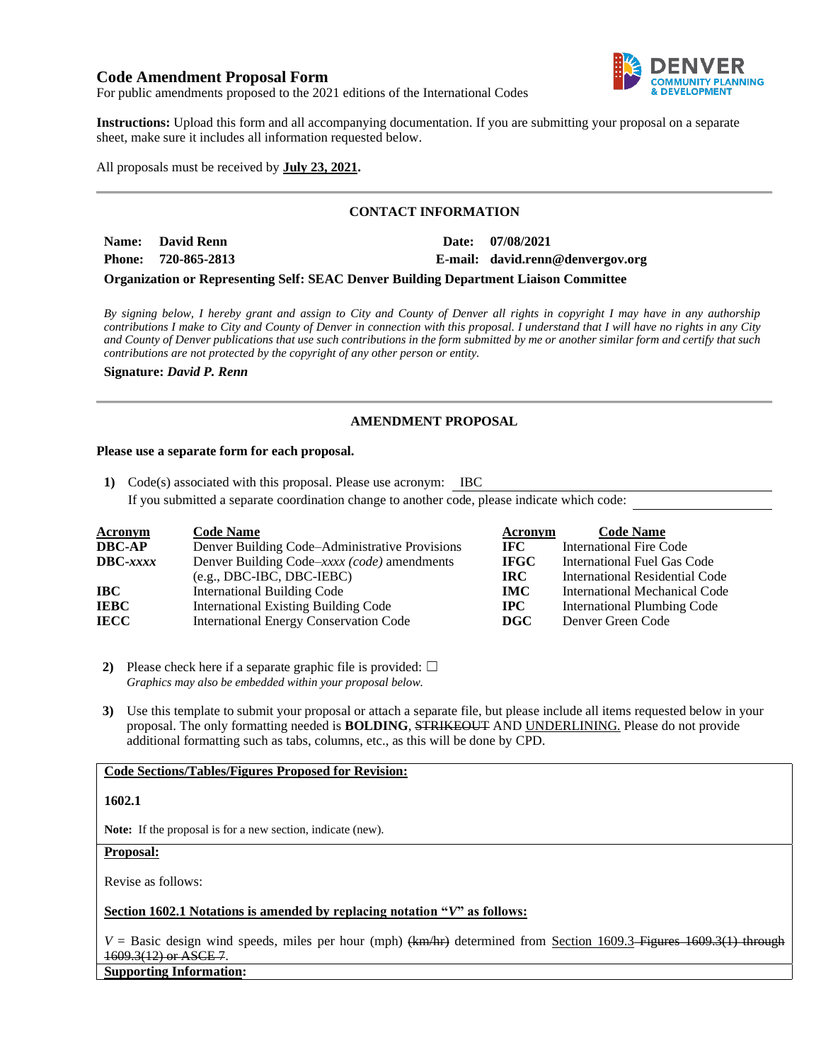# Code Amendment Proposal Form

For public amendments proposed to the 2021 editions of the International Codes

**Instructions:** Upload this form and all accompanying documentation. If you are submitting your proposal on a separate sheet, make sure it includes all information requested below.

All proposals must be received by **July 23, 2021.**

## CONTACT INFORMATION

**Name:** **David Renn**

**Date:** **07/08/2021**

**Phone:** **720-865-2813**

**E-mail:** **david.renn@denvergov.org**

**Organization or Representing Self: SEAC Denver Building Department Liaison Committee**

*By signing below, I hereby grant and assign to City and County of Denver all rights in copyright I may have in any authorship contributions I make to City and County of Denver in connection with this proposal. I understand that I will have no rights in any City and County of Denver publications that use such contributions in the form submitted by me or another similar form and certify that such contributions are not protected by the copyright of any other person or entity.*

**Signature:** ***David P. Renn***

## AMENDMENT PROPOSAL

**Please use a separate form for each proposal.**

**1)** Code(s) associated with this proposal. Please use acronym: IBC

If you submitted a separate coordination change to another code, please indicate which code:

| Acronym | Code Name | Acronym | Code Name |
|---|---|---|---|
| **DBC-AP** | Denver Building Code–Administrative Provisions | **IFC** | International Fire Code |
| **DBC-*xxxx*** | Denver Building Code–*xxxx (code)* amendments (e.g., DBC-IBC, DBC-IEBC) | **IFGC** | International Fuel Gas Code |
| **IBC** | International Building Code | **IRC** | International Residential Code |
| **IEBC** | International Existing Building Code | **IMC** | International Mechanical Code |
| **IECC** | International Energy Conservation Code | **IPC** | International Plumbing Code |
| | | **DGC** | Denver Green Code |

**2)** Please check here if a separate graphic file is provided: ☐

*Graphics may also be embedded within your proposal below.*

**3)** Use this template to submit your proposal or attach a separate file, but please include all items requested below in your proposal. The only formatting needed is **BOLDING**, ~~STRIKEOUT~~ AND <u>UNDERLINING.</u> Please do not provide additional formatting such as tabs, columns, etc., as this will be done by CPD.

**Code Sections/Tables/Figures Proposed for Revision:**

**1602.1**

**Note:** If the proposal is for a new section, indicate (new).

**Proposal:**

Revise as follows:

**Section 1602.1 Notations is amended by replacing notation "*V*" as follows:**

*V* = Basic design wind speeds, miles per hour (mph) ~~(km/hr)~~ determined from <u>Section 1609.3</u> ~~Figures 1609.3(1) through 1609.3(12) or ASCE 7~~.

**Supporting Information:**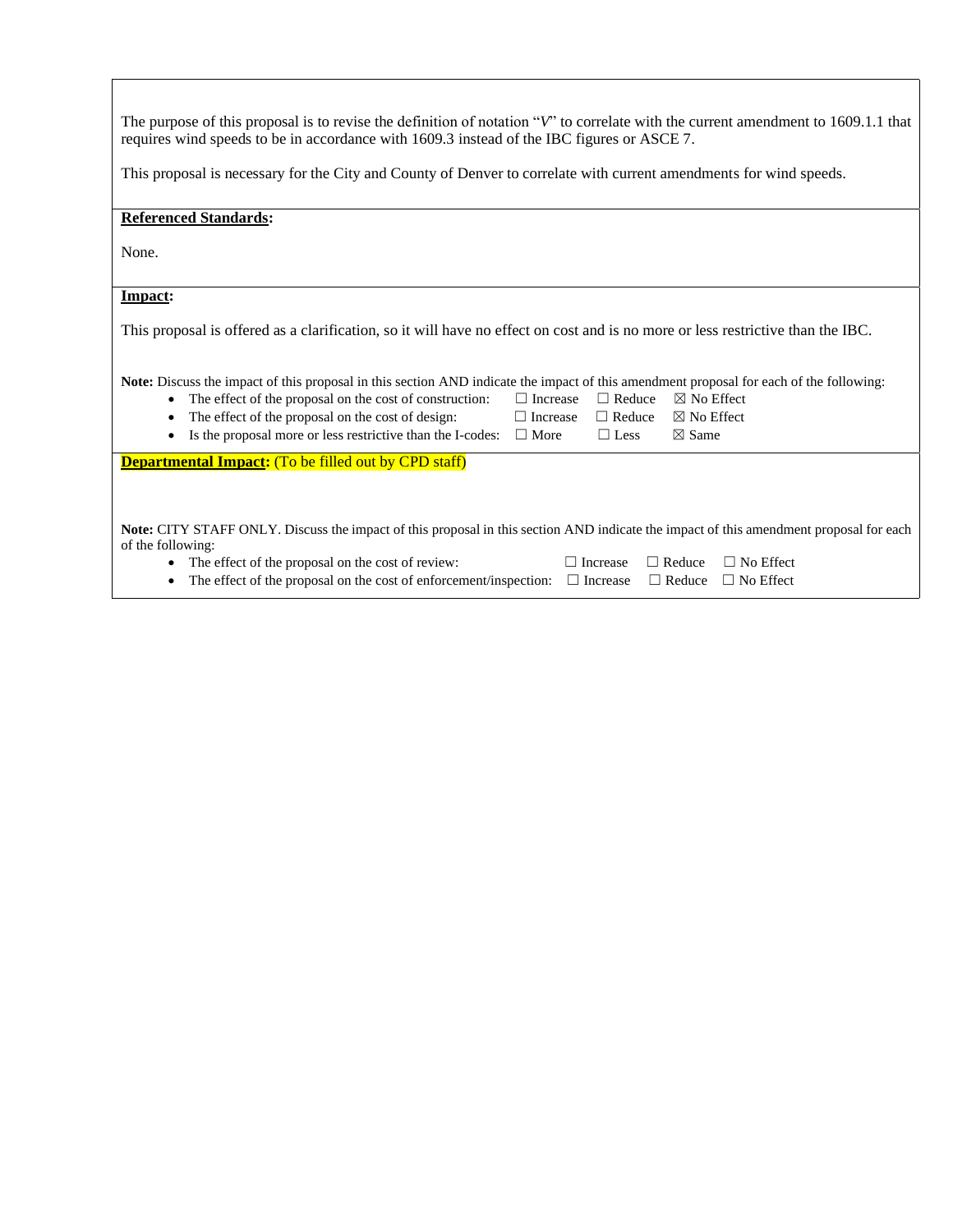The purpose of this proposal is to revise the definition of notation "*V*" to correlate with the current amendment to 1609.1.1 that requires wind speeds to be in accordance with 1609.3 instead of the IBC figures or ASCE 7.

This proposal is necessary for the City and County of Denver to correlate with current amendments for wind speeds.

**Referenced Standards:**

None.

**Impact:**

This proposal is offered as a clarification, so it will have no effect on cost and is no more or less restrictive than the IBC.

**Note:** Discuss the impact of this proposal in this section AND indicate the impact of this amendment proposal for each of the following:

- The effect of the proposal on the cost of construction: ☐ Increase ☐ Reduce ☒ No Effect
- The effect of the proposal on the cost of design: ☐ Increase ☐ Reduce ☒ No Effect
- Is the proposal more or less restrictive than the I-codes: ☐ More ☐ Less ☒ Same

**Departmental Impact:** (To be filled out by CPD staff)

**Note:** CITY STAFF ONLY. Discuss the impact of this proposal in this section AND indicate the impact of this amendment proposal for each of the following:

- The effect of the proposal on the cost of review: ☐ Increase ☐ Reduce ☐ No Effect
- The effect of the proposal on the cost of enforcement/inspection: ☐ Increase ☐ Reduce ☐ No Effect